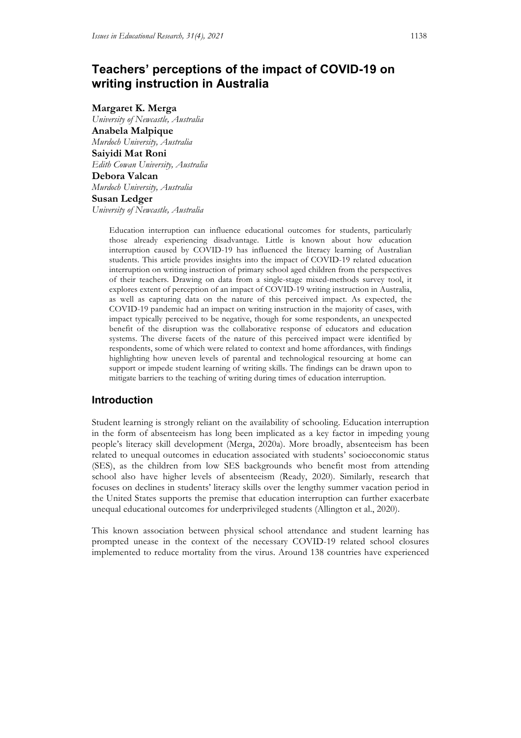# Teachers' perceptions of the impact of COVID-19 on writing instruction in Australia

**Margaret K. Merga**
*University of Newcastle, Australia*
**Anabela Malpique**
*Murdoch University, Australia*
**Saiyidi Mat Roni**
*Edith Cowan University, Australia*
**Debora Valcan**
*Murdoch University, Australia*
**Susan Ledger**
*University of Newcastle, Australia*

> Education interruption can influence educational outcomes for students, particularly those already experiencing disadvantage. Little is known about how education interruption caused by COVID-19 has influenced the literacy learning of Australian students. This article provides insights into the impact of COVID-19 related education interruption on writing instruction of primary school aged children from the perspectives of their teachers. Drawing on data from a single-stage mixed-methods survey tool, it explores extent of perception of an impact of COVID-19 writing instruction in Australia, as well as capturing data on the nature of this perceived impact. As expected, the COVID-19 pandemic had an impact on writing instruction in the majority of cases, with impact typically perceived to be negative, though for some respondents, an unexpected benefit of the disruption was the collaborative response of educators and education systems. The diverse facets of the nature of this perceived impact were identified by respondents, some of which were related to context and home affordances, with findings highlighting how uneven levels of parental and technological resourcing at home can support or impede student learning of writing skills. The findings can be drawn upon to mitigate barriers to the teaching of writing during times of education interruption.

## Introduction

Student learning is strongly reliant on the availability of schooling. Education interruption in the form of absenteeism has long been implicated as a key factor in impeding young people's literacy skill development (Merga, 2020a). More broadly, absenteeism has been related to unequal outcomes in education associated with students' socioeconomic status (SES), as the children from low SES backgrounds who benefit most from attending school also have higher levels of absenteeism (Ready, 2020). Similarly, research that focuses on declines in students' literacy skills over the lengthy summer vacation period in the United States supports the premise that education interruption can further exacerbate unequal educational outcomes for underprivileged students (Allington et al., 2020).

This known association between physical school attendance and student learning has prompted unease in the context of the necessary COVID-19 related school closures implemented to reduce mortality from the virus. Around 138 countries have experienced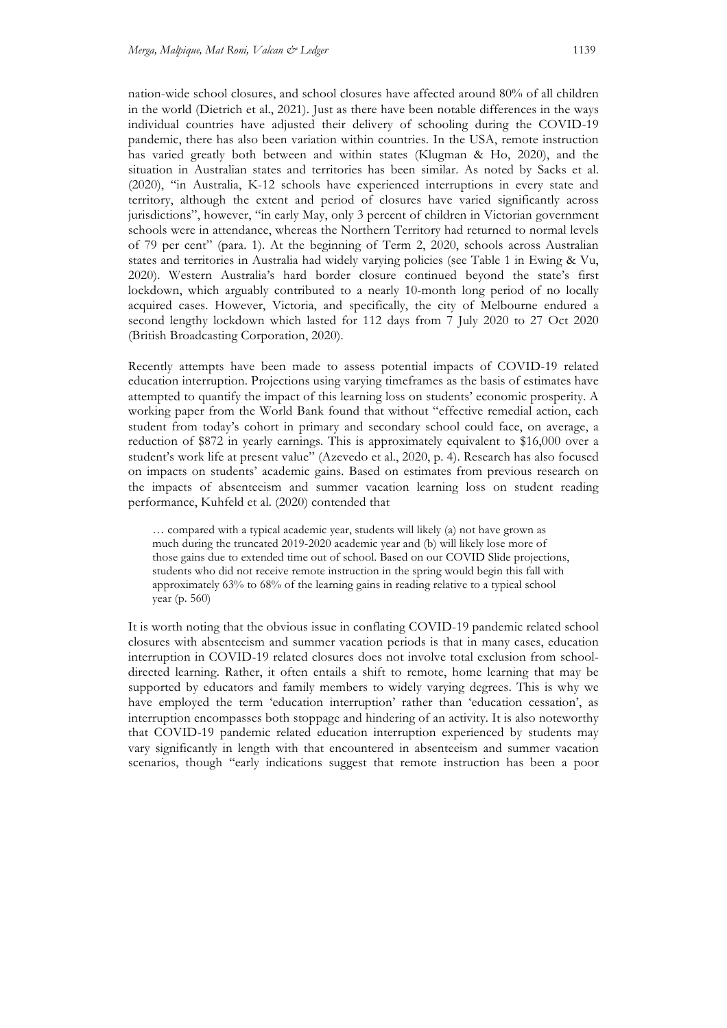nation-wide school closures, and school closures have affected around 80% of all children in the world (Dietrich et al., 2021). Just as there have been notable differences in the ways individual countries have adjusted their delivery of schooling during the COVID-19 pandemic, there has also been variation within countries. In the USA, remote instruction has varied greatly both between and within states (Klugman & Ho, 2020), and the situation in Australian states and territories has been similar. As noted by Sacks et al. (2020), "in Australia, K-12 schools have experienced interruptions in every state and territory, although the extent and period of closures have varied significantly across jurisdictions", however, "in early May, only 3 percent of children in Victorian government schools were in attendance, whereas the Northern Territory had returned to normal levels of 79 per cent" (para. 1). At the beginning of Term 2, 2020, schools across Australian states and territories in Australia had widely varying policies (see Table 1 in Ewing & Vu, 2020). Western Australia's hard border closure continued beyond the state's first lockdown, which arguably contributed to a nearly 10-month long period of no locally acquired cases. However, Victoria, and specifically, the city of Melbourne endured a second lengthy lockdown which lasted for 112 days from 7 July 2020 to 27 Oct 2020 (British Broadcasting Corporation, 2020).

Recently attempts have been made to assess potential impacts of COVID-19 related education interruption. Projections using varying timeframes as the basis of estimates have attempted to quantify the impact of this learning loss on students' economic prosperity. A working paper from the World Bank found that without "effective remedial action, each student from today's cohort in primary and secondary school could face, on average, a reduction of $872 in yearly earnings. This is approximately equivalent to $16,000 over a student's work life at present value" (Azevedo et al., 2020, p. 4). Research has also focused on impacts on students' academic gains. Based on estimates from previous research on the impacts of absenteeism and summer vacation learning loss on student reading performance, Kuhfeld et al. (2020) contended that

> … compared with a typical academic year, students will likely (a) not have grown as much during the truncated 2019-2020 academic year and (b) will likely lose more of those gains due to extended time out of school. Based on our COVID Slide projections, students who did not receive remote instruction in the spring would begin this fall with approximately 63% to 68% of the learning gains in reading relative to a typical school year (p. 560)

It is worth noting that the obvious issue in conflating COVID-19 pandemic related school closures with absenteeism and summer vacation periods is that in many cases, education interruption in COVID-19 related closures does not involve total exclusion from school-directed learning. Rather, it often entails a shift to remote, home learning that may be supported by educators and family members to widely varying degrees. This is why we have employed the term 'education interruption' rather than 'education cessation', as interruption encompasses both stoppage and hindering of an activity. It is also noteworthy that COVID-19 pandemic related education interruption experienced by students may vary significantly in length with that encountered in absenteeism and summer vacation scenarios, though "early indications suggest that remote instruction has been a poor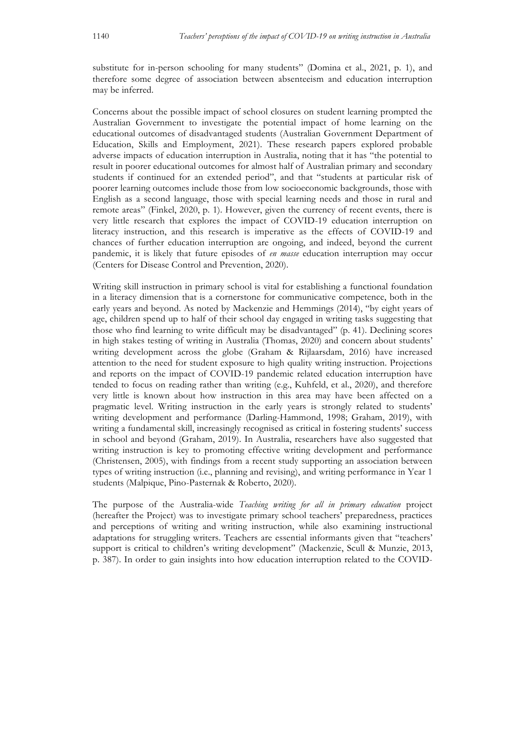substitute for in-person schooling for many students" (Domina et al., 2021, p. 1), and therefore some degree of association between absenteeism and education interruption may be inferred.

Concerns about the possible impact of school closures on student learning prompted the Australian Government to investigate the potential impact of home learning on the educational outcomes of disadvantaged students (Australian Government Department of Education, Skills and Employment, 2021). These research papers explored probable adverse impacts of education interruption in Australia, noting that it has "the potential to result in poorer educational outcomes for almost half of Australian primary and secondary students if continued for an extended period", and that "students at particular risk of poorer learning outcomes include those from low socioeconomic backgrounds, those with English as a second language, those with special learning needs and those in rural and remote areas" (Finkel, 2020, p. 1). However, given the currency of recent events, there is very little research that explores the impact of COVID-19 education interruption on literacy instruction, and this research is imperative as the effects of COVID-19 and chances of further education interruption are ongoing, and indeed, beyond the current pandemic, it is likely that future episodes of *en masse* education interruption may occur (Centers for Disease Control and Prevention, 2020).

Writing skill instruction in primary school is vital for establishing a functional foundation in a literacy dimension that is a cornerstone for communicative competence, both in the early years and beyond. As noted by Mackenzie and Hemmings (2014), "by eight years of age, children spend up to half of their school day engaged in writing tasks suggesting that those who find learning to write difficult may be disadvantaged" (p. 41). Declining scores in high stakes testing of writing in Australia (Thomas, 2020) and concern about students' writing development across the globe (Graham & Rijlaarsdam, 2016) have increased attention to the need for student exposure to high quality writing instruction. Projections and reports on the impact of COVID-19 pandemic related education interruption have tended to focus on reading rather than writing (e.g., Kuhfeld, et al., 2020), and therefore very little is known about how instruction in this area may have been affected on a pragmatic level. Writing instruction in the early years is strongly related to students' writing development and performance (Darling-Hammond, 1998; Graham, 2019), with writing a fundamental skill, increasingly recognised as critical in fostering students' success in school and beyond (Graham, 2019). In Australia, researchers have also suggested that writing instruction is key to promoting effective writing development and performance (Christensen, 2005), with findings from a recent study supporting an association between types of writing instruction (i.e., planning and revising), and writing performance in Year 1 students (Malpique, Pino-Pasternak & Roberto, 2020).

The purpose of the Australia-wide *Teaching writing for all in primary education* project (hereafter the Project) was to investigate primary school teachers' preparedness, practices and perceptions of writing and writing instruction, while also examining instructional adaptations for struggling writers. Teachers are essential informants given that "teachers' support is critical to children's writing development" (Mackenzie, Scull & Munzie, 2013, p. 387). In order to gain insights into how education interruption related to the COVID-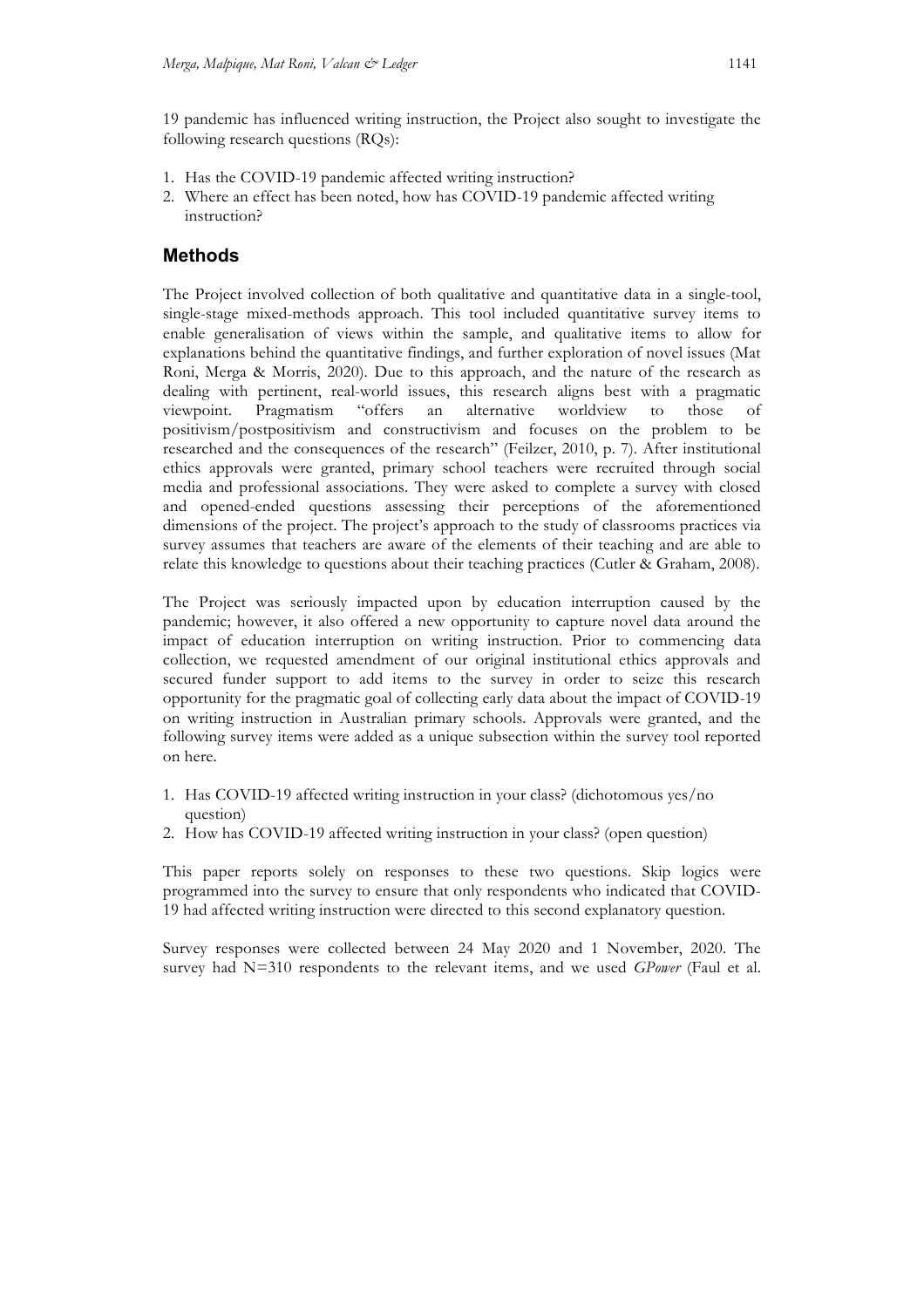19 pandemic has influenced writing instruction, the Project also sought to investigate the following research questions (RQs):

1. Has the COVID-19 pandemic affected writing instruction?
2. Where an effect has been noted, how has COVID-19 pandemic affected writing instruction?

## Methods

The Project involved collection of both qualitative and quantitative data in a single-tool, single-stage mixed-methods approach. This tool included quantitative survey items to enable generalisation of views within the sample, and qualitative items to allow for explanations behind the quantitative findings, and further exploration of novel issues (Mat Roni, Merga & Morris, 2020). Due to this approach, and the nature of the research as dealing with pertinent, real-world issues, this research aligns best with a pragmatic viewpoint. Pragmatism "offers an alternative worldview to those of positivism/postpositivism and constructivism and focuses on the problem to be researched and the consequences of the research" (Feilzer, 2010, p. 7). After institutional ethics approvals were granted, primary school teachers were recruited through social media and professional associations. They were asked to complete a survey with closed and opened-ended questions assessing their perceptions of the aforementioned dimensions of the project. The project's approach to the study of classrooms practices via survey assumes that teachers are aware of the elements of their teaching and are able to relate this knowledge to questions about their teaching practices (Cutler & Graham, 2008).

The Project was seriously impacted upon by education interruption caused by the pandemic; however, it also offered a new opportunity to capture novel data around the impact of education interruption on writing instruction. Prior to commencing data collection, we requested amendment of our original institutional ethics approvals and secured funder support to add items to the survey in order to seize this research opportunity for the pragmatic goal of collecting early data about the impact of COVID-19 on writing instruction in Australian primary schools. Approvals were granted, and the following survey items were added as a unique subsection within the survey tool reported on here.

1. Has COVID-19 affected writing instruction in your class? (dichotomous yes/no question)
2. How has COVID-19 affected writing instruction in your class? (open question)

This paper reports solely on responses to these two questions. Skip logics were programmed into the survey to ensure that only respondents who indicated that COVID-19 had affected writing instruction were directed to this second explanatory question.

Survey responses were collected between 24 May 2020 and 1 November, 2020. The survey had N=310 respondents to the relevant items, and we used *GPower* (Faul et al.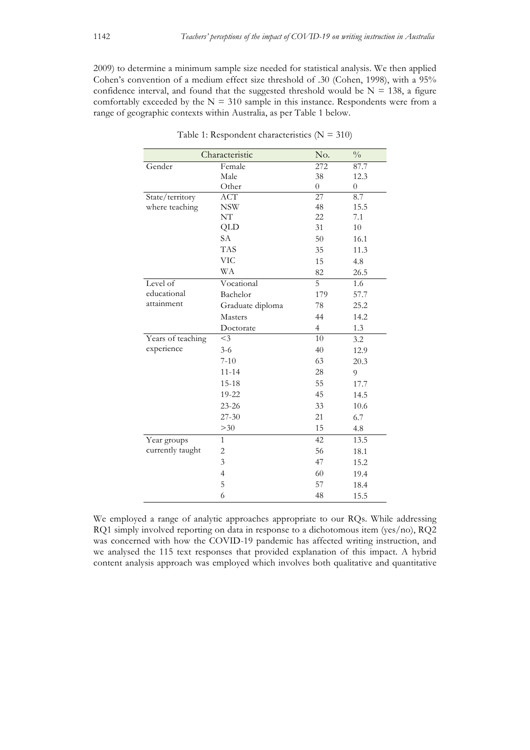2009) to determine a minimum sample size needed for statistical analysis. We then applied Cohen's convention of a medium effect size threshold of .30 (Cohen, 1998), with a 95% confidence interval, and found that the suggested threshold would be $N = 138$, a figure comfortably exceeded by the $N = 310$ sample in this instance. Respondents were from a range of geographic contexts within Australia, as per Table 1 below.

Table 1: Respondent characteristics ($N = 310$)

| Characteristic | | No. | % |
|---|---|---|---|
| Gender | Female | 272 | 87.7 |
| | Male | 38 | 12.3 |
| | Other | 0 | 0 |
| State/territory where teaching | ACT | 27 | 8.7 |
| | NSW | 48 | 15.5 |
| | NT | 22 | 7.1 |
| | QLD | 31 | 10 |
| | SA | 50 | 16.1 |
| | TAS | 35 | 11.3 |
| | VIC | 15 | 4.8 |
| | WA | 82 | 26.5 |
| Level of educational attainment | Vocational | 5 | 1.6 |
| | Bachelor | 179 | 57.7 |
| | Graduate diploma | 78 | 25.2 |
| | Masters | 44 | 14.2 |
| | Doctorate | 4 | 1.3 |
| Years of teaching experience | <3 | 10 | 3.2 |
| | 3-6 | 40 | 12.9 |
| | 7-10 | 63 | 20.3 |
| | 11-14 | 28 | 9 |
| | 15-18 | 55 | 17.7 |
| | 19-22 | 45 | 14.5 |
| | 23-26 | 33 | 10.6 |
| | 27-30 | 21 | 6.7 |
| | >30 | 15 | 4.8 |
| Year groups currently taught | 1 | 42 | 13.5 |
| | 2 | 56 | 18.1 |
| | 3 | 47 | 15.2 |
| | 4 | 60 | 19.4 |
| | 5 | 57 | 18.4 |
| | 6 | 48 | 15.5 |

We employed a range of analytic approaches appropriate to our RQs. While addressing RQ1 simply involved reporting on data in response to a dichotomous item (yes/no), RQ2 was concerned with how the COVID-19 pandemic has affected writing instruction, and we analysed the 115 text responses that provided explanation of this impact. A hybrid content analysis approach was employed which involves both qualitative and quantitative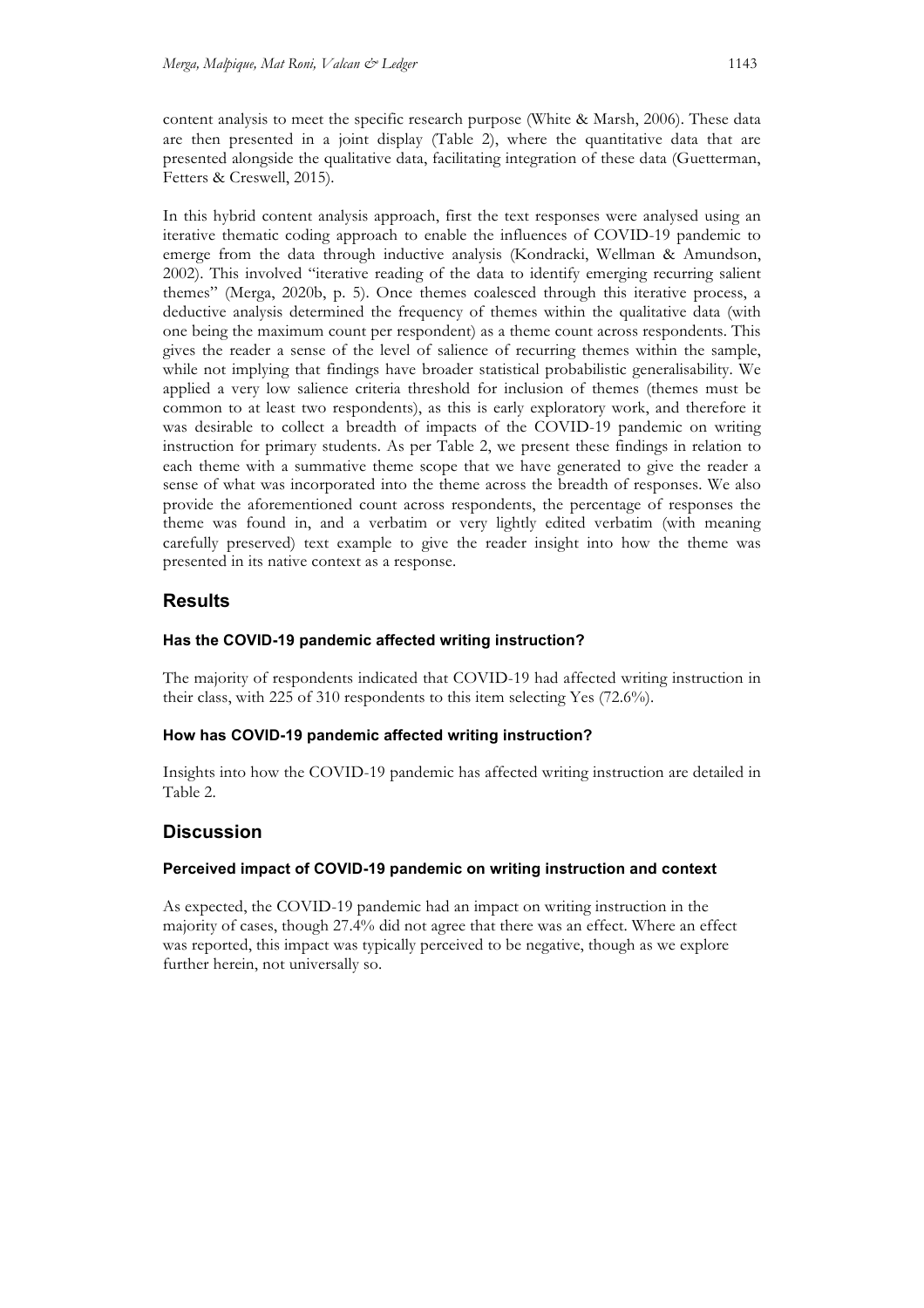content analysis to meet the specific research purpose (White & Marsh, 2006). These data are then presented in a joint display (Table 2), where the quantitative data that are presented alongside the qualitative data, facilitating integration of these data (Guetterman, Fetters & Creswell, 2015).

In this hybrid content analysis approach, first the text responses were analysed using an iterative thematic coding approach to enable the influences of COVID-19 pandemic to emerge from the data through inductive analysis (Kondracki, Wellman & Amundson, 2002). This involved "iterative reading of the data to identify emerging recurring salient themes" (Merga, 2020b, p. 5). Once themes coalesced through this iterative process, a deductive analysis determined the frequency of themes within the qualitative data (with one being the maximum count per respondent) as a theme count across respondents. This gives the reader a sense of the level of salience of recurring themes within the sample, while not implying that findings have broader statistical probabilistic generalisability. We applied a very low salience criteria threshold for inclusion of themes (themes must be common to at least two respondents), as this is early exploratory work, and therefore it was desirable to collect a breadth of impacts of the COVID-19 pandemic on writing instruction for primary students. As per Table 2, we present these findings in relation to each theme with a summative theme scope that we have generated to give the reader a sense of what was incorporated into the theme across the breadth of responses. We also provide the aforementioned count across respondents, the percentage of responses the theme was found in, and a verbatim or very lightly edited verbatim (with meaning carefully preserved) text example to give the reader insight into how the theme was presented in its native context as a response.

## Results

### Has the COVID-19 pandemic affected writing instruction?

The majority of respondents indicated that COVID-19 had affected writing instruction in their class, with 225 of 310 respondents to this item selecting Yes (72.6%).

### How has COVID-19 pandemic affected writing instruction?

Insights into how the COVID-19 pandemic has affected writing instruction are detailed in Table 2.

## Discussion

### Perceived impact of COVID-19 pandemic on writing instruction and context

As expected, the COVID-19 pandemic had an impact on writing instruction in the majority of cases, though 27.4% did not agree that there was an effect. Where an effect was reported, this impact was typically perceived to be negative, though as we explore further herein, not universally so.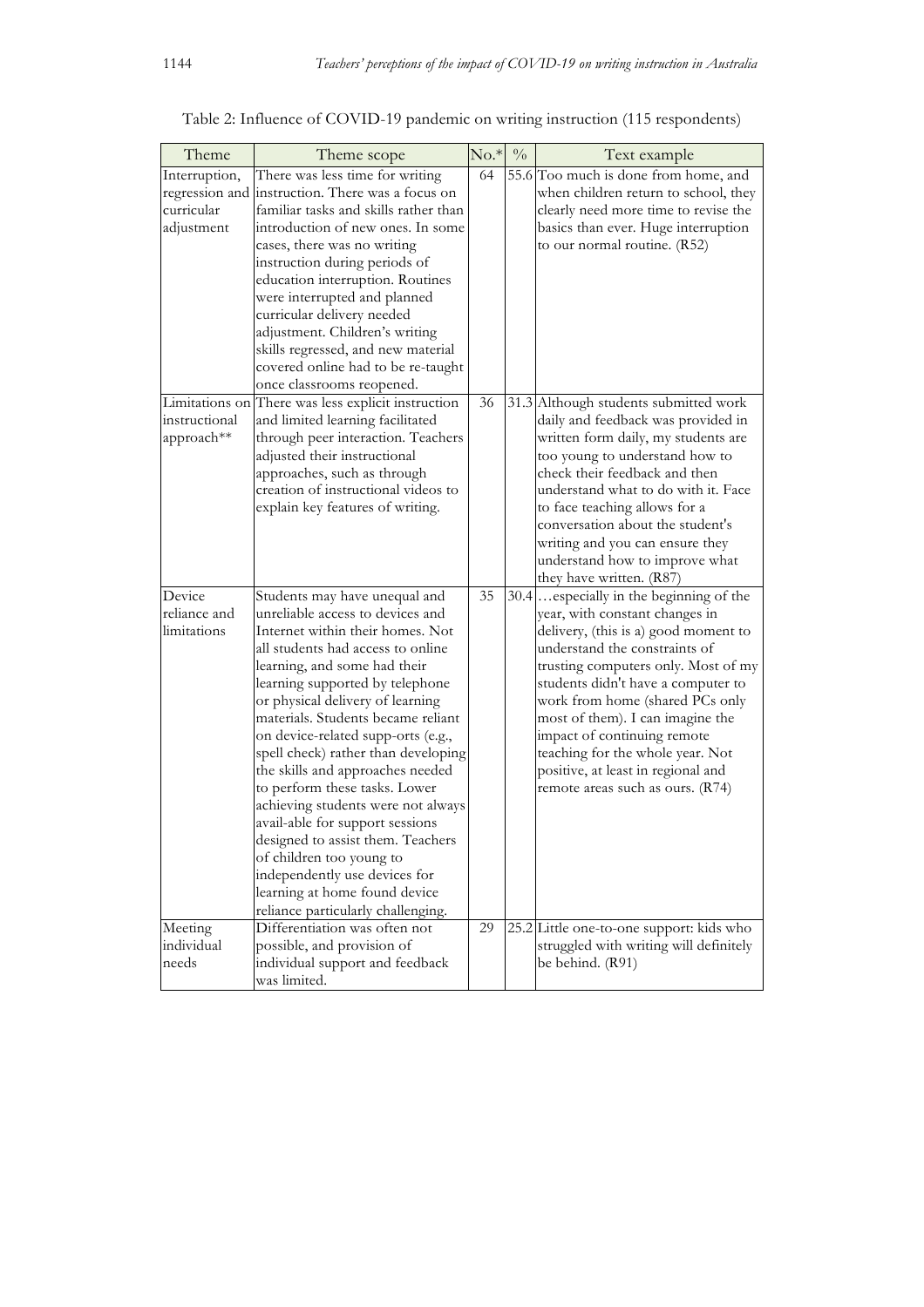Table 2: Influence of COVID-19 pandemic on writing instruction (115 respondents)

| Theme | Theme scope | No.* | % | Text example |
| --- | --- | --- | --- | --- |
| Interruption, regression and curricular adjustment | There was less time for writing instruction. There was a focus on familiar tasks and skills rather than introduction of new ones. In some cases, there was no writing instruction during periods of education interruption. Routines were interrupted and planned curricular delivery needed adjustment. Children's writing skills regressed, and new material covered online had to be re-taught once classrooms reopened. | 64 | 55.6 | Too much is done from home, and when children return to school, they clearly need more time to revise the basics than ever. Huge interruption to our normal routine. (R52) |
| Limitations on instructional approach** | There was less explicit instruction and limited learning facilitated through peer interaction. Teachers adjusted their instructional approaches, such as through creation of instructional videos to explain key features of writing. | 36 | 31.3 | Although students submitted work daily and feedback was provided in written form daily, my students are too young to understand how to check their feedback and then understand what to do with it. Face to face teaching allows for a conversation about the student's writing and you can ensure they understand how to improve what they have written. (R87) |
| Device reliance and limitations | Students may have unequal and unreliable access to devices and Internet within their homes. Not all students had access to online learning, and some had their learning supported by telephone or physical delivery of learning materials. Students became reliant on device-related supp-orts (e.g., spell check) rather than developing the skills and approaches needed to perform these tasks. Lower achieving students were not always avail-able for support sessions designed to assist them. Teachers of children too young to independently use devices for learning at home found device reliance particularly challenging. | 35 | 30.4 | …especially in the beginning of the year, with constant changes in delivery, (this is a) good moment to understand the constraints of trusting computers only. Most of my students didn't have a computer to work from home (shared PCs only most of them). I can imagine the impact of continuing remote teaching for the whole year. Not positive, at least in regional and remote areas such as ours. (R74) |
| Meeting individual needs | Differentiation was often not possible, and provision of individual support and feedback was limited. | 29 | 25.2 | Little one-to-one support: kids who struggled with writing will definitely be behind. (R91) |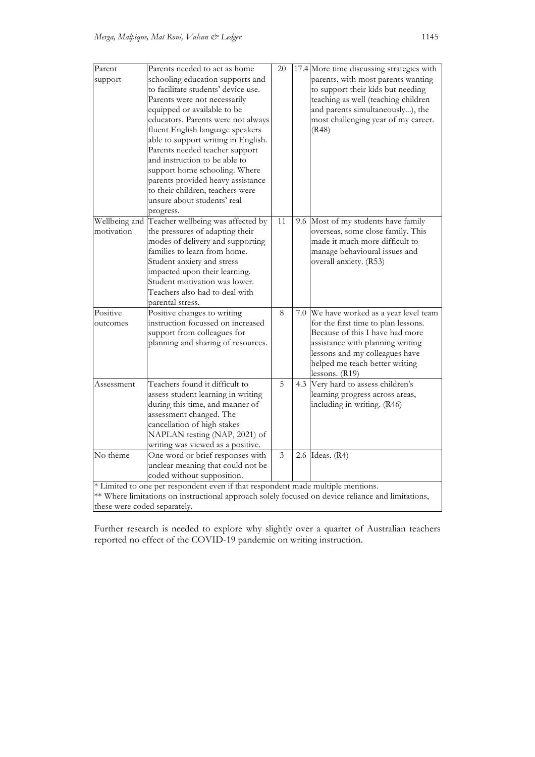| Parent support | Parents needed to act as home schooling education supports and to facilitate students' device use. Parents were not necessarily equipped or available to be educators. Parents were not always fluent English language speakers able to support writing in English. Parents needed teacher support and instruction to be able to support home schooling. Where parents provided heavy assistance to their children, teachers were unsure about students' real progress. | 20 | 17.4 | More time discussing strategies with parents, with most parents wanting to support their kids but needing teaching as well (teaching children and parents simultaneously...), the most challenging year of my career. (R48) |
|---|---|---|---|---|
| Wellbeing and motivation | Teacher wellbeing was affected by the pressures of adapting their modes of delivery and supporting families to learn from home. Student anxiety and stress impacted upon their learning. Student motivation was lower. Teachers also had to deal with parental stress. | 11 | 9.6 | Most of my students have family overseas, some close family. This made it much more difficult to manage behavioural issues and overall anxiety. (R53) |
| Positive outcomes | Positive changes to writing instruction focussed on increased support from colleagues for planning and sharing of resources. | 8 | 7.0 | We have worked as a year level team for the first time to plan lessons. Because of this I have had more assistance with planning writing lessons and my colleagues have helped me teach better writing lessons. (R19) |
| Assessment | Teachers found it difficult to assess student learning in writing during this time, and manner of assessment changed. The cancellation of high stakes NAPLAN testing (NAP, 2021) of writing was viewed as a positive. | 5 | 4.3 | Very hard to assess children's learning progress across areas, including in writing. (R46) |
| No theme | One word or brief responses with unclear meaning that could not be coded without supposition. | 3 | 2.6 | Ideas. (R4) |

* Limited to one per respondent even if that respondent made multiple mentions.
** Where limitations on instructional approach solely focused on device reliance and limitations, these were coded separately.

Further research is needed to explore why slightly over a quarter of Australian teachers reported no effect of the COVID-19 pandemic on writing instruction.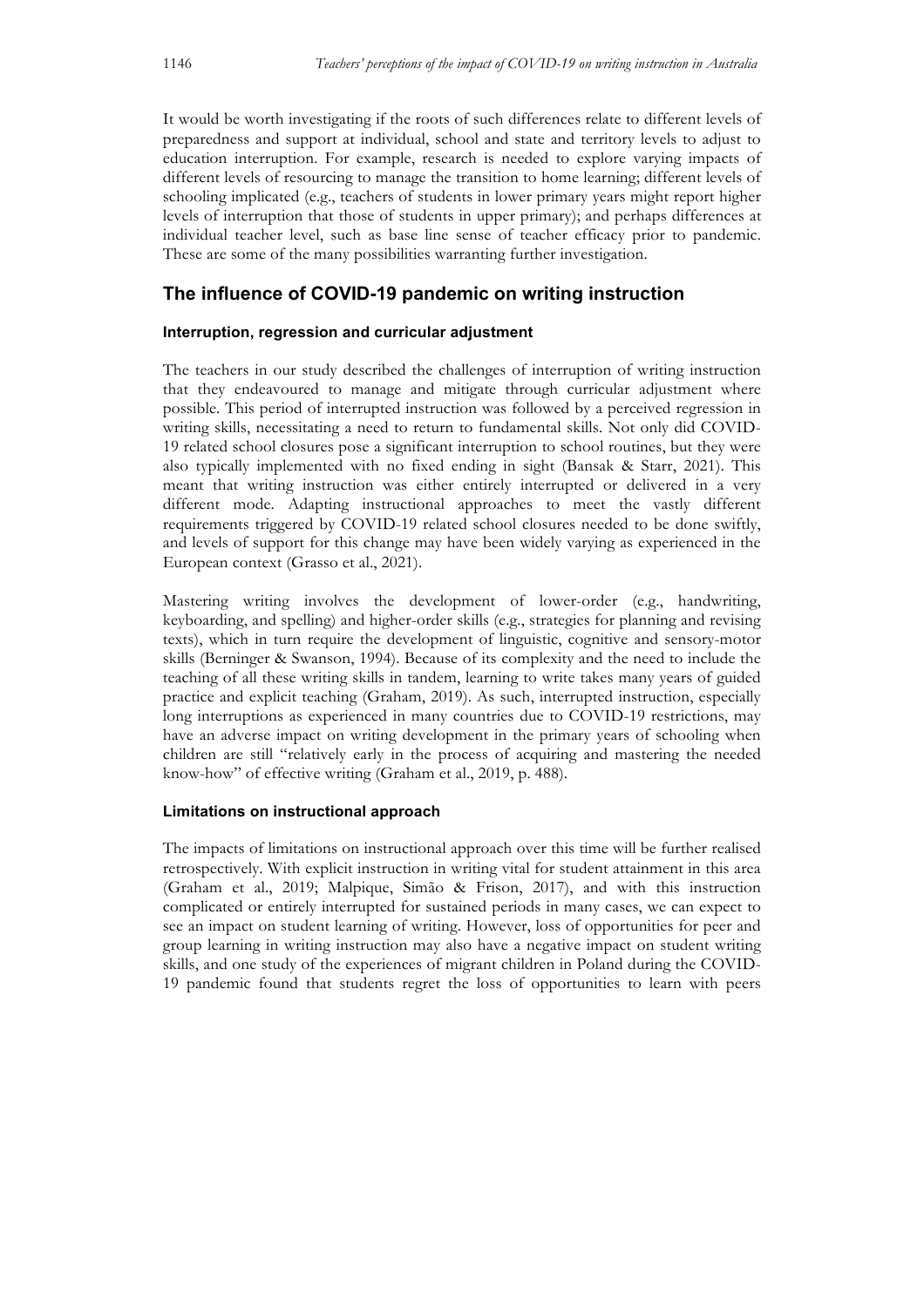It would be worth investigating if the roots of such differences relate to different levels of preparedness and support at individual, school and state and territory levels to adjust to education interruption. For example, research is needed to explore varying impacts of different levels of resourcing to manage the transition to home learning; different levels of schooling implicated (e.g., teachers of students in lower primary years might report higher levels of interruption that those of students in upper primary); and perhaps differences at individual teacher level, such as base line sense of teacher efficacy prior to pandemic. These are some of the many possibilities warranting further investigation.

## The influence of COVID-19 pandemic on writing instruction

### Interruption, regression and curricular adjustment

The teachers in our study described the challenges of interruption of writing instruction that they endeavoured to manage and mitigate through curricular adjustment where possible. This period of interrupted instruction was followed by a perceived regression in writing skills, necessitating a need to return to fundamental skills. Not only did COVID-19 related school closures pose a significant interruption to school routines, but they were also typically implemented with no fixed ending in sight (Bansak & Starr, 2021). This meant that writing instruction was either entirely interrupted or delivered in a very different mode. Adapting instructional approaches to meet the vastly different requirements triggered by COVID-19 related school closures needed to be done swiftly, and levels of support for this change may have been widely varying as experienced in the European context (Grasso et al., 2021).

Mastering writing involves the development of lower-order (e.g., handwriting, keyboarding, and spelling) and higher-order skills (e.g., strategies for planning and revising texts), which in turn require the development of linguistic, cognitive and sensory-motor skills (Berninger & Swanson, 1994). Because of its complexity and the need to include the teaching of all these writing skills in tandem, learning to write takes many years of guided practice and explicit teaching (Graham, 2019). As such, interrupted instruction, especially long interruptions as experienced in many countries due to COVID-19 restrictions, may have an adverse impact on writing development in the primary years of schooling when children are still "relatively early in the process of acquiring and mastering the needed know-how" of effective writing (Graham et al., 2019, p. 488).

### Limitations on instructional approach

The impacts of limitations on instructional approach over this time will be further realised retrospectively. With explicit instruction in writing vital for student attainment in this area (Graham et al., 2019; Malpique, Simão & Frison, 2017), and with this instruction complicated or entirely interrupted for sustained periods in many cases, we can expect to see an impact on student learning of writing. However, loss of opportunities for peer and group learning in writing instruction may also have a negative impact on student writing skills, and one study of the experiences of migrant children in Poland during the COVID-19 pandemic found that students regret the loss of opportunities to learn with peers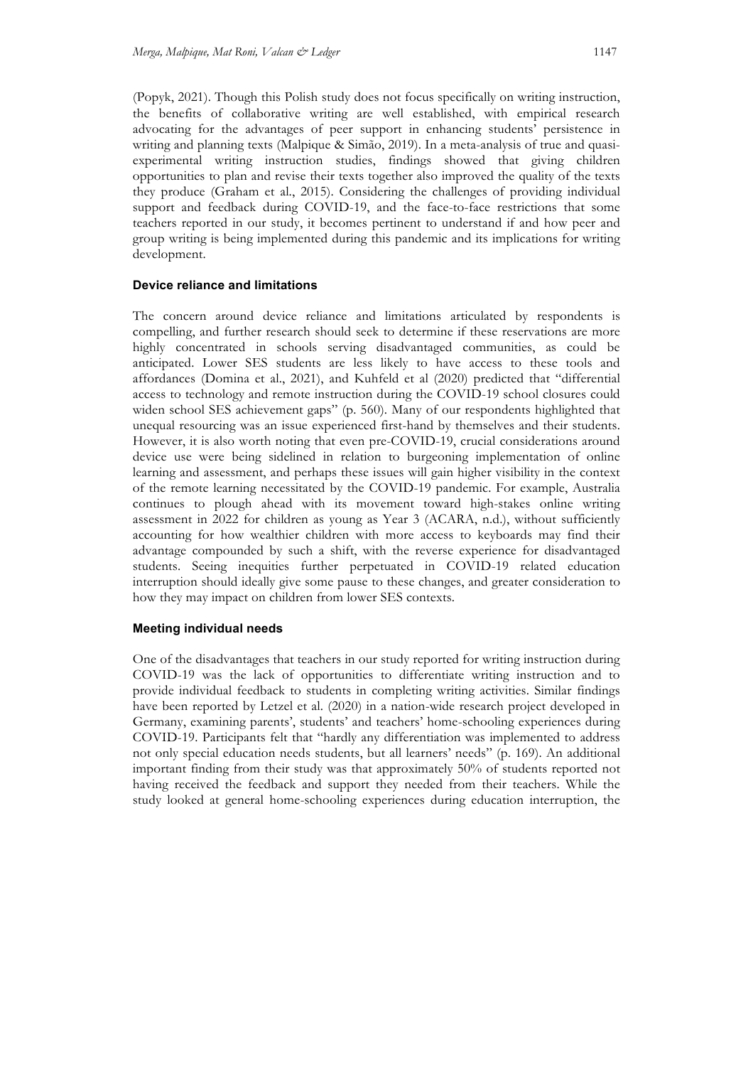(Popyk, 2021). Though this Polish study does not focus specifically on writing instruction, the benefits of collaborative writing are well established, with empirical research advocating for the advantages of peer support in enhancing students' persistence in writing and planning texts (Malpique & Simão, 2019). In a meta-analysis of true and quasi-experimental writing instruction studies, findings showed that giving children opportunities to plan and revise their texts together also improved the quality of the texts they produce (Graham et al., 2015). Considering the challenges of providing individual support and feedback during COVID-19, and the face-to-face restrictions that some teachers reported in our study, it becomes pertinent to understand if and how peer and group writing is being implemented during this pandemic and its implications for writing development.

### Device reliance and limitations

The concern around device reliance and limitations articulated by respondents is compelling, and further research should seek to determine if these reservations are more highly concentrated in schools serving disadvantaged communities, as could be anticipated. Lower SES students are less likely to have access to these tools and affordances (Domina et al., 2021), and Kuhfeld et al (2020) predicted that "differential access to technology and remote instruction during the COVID-19 school closures could widen school SES achievement gaps" (p. 560). Many of our respondents highlighted that unequal resourcing was an issue experienced first-hand by themselves and their students. However, it is also worth noting that even pre-COVID-19, crucial considerations around device use were being sidelined in relation to burgeoning implementation of online learning and assessment, and perhaps these issues will gain higher visibility in the context of the remote learning necessitated by the COVID-19 pandemic. For example, Australia continues to plough ahead with its movement toward high-stakes online writing assessment in 2022 for children as young as Year 3 (ACARA, n.d.), without sufficiently accounting for how wealthier children with more access to keyboards may find their advantage compounded by such a shift, with the reverse experience for disadvantaged students. Seeing inequities further perpetuated in COVID-19 related education interruption should ideally give some pause to these changes, and greater consideration to how they may impact on children from lower SES contexts.

### Meeting individual needs

One of the disadvantages that teachers in our study reported for writing instruction during COVID-19 was the lack of opportunities to differentiate writing instruction and to provide individual feedback to students in completing writing activities. Similar findings have been reported by Letzel et al. (2020) in a nation-wide research project developed in Germany, examining parents', students' and teachers' home-schooling experiences during COVID-19. Participants felt that "hardly any differentiation was implemented to address not only special education needs students, but all learners' needs" (p. 169). An additional important finding from their study was that approximately 50% of students reported not having received the feedback and support they needed from their teachers. While the study looked at general home-schooling experiences during education interruption, the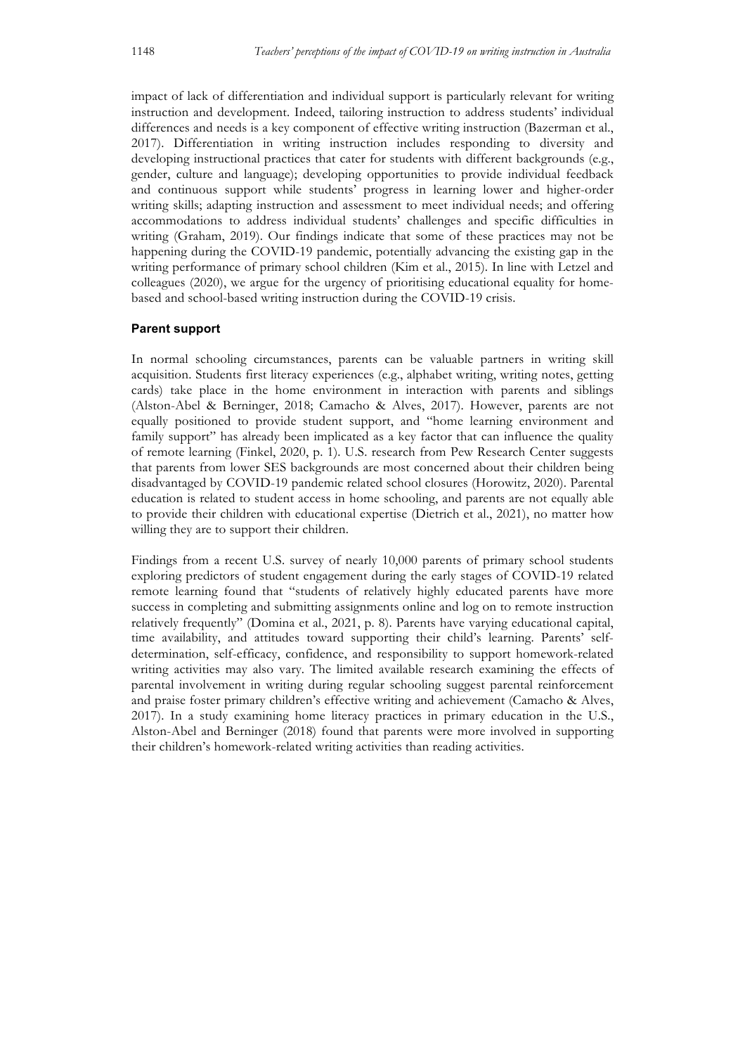impact of lack of differentiation and individual support is particularly relevant for writing instruction and development. Indeed, tailoring instruction to address students' individual differences and needs is a key component of effective writing instruction (Bazerman et al., 2017). Differentiation in writing instruction includes responding to diversity and developing instructional practices that cater for students with different backgrounds (e.g., gender, culture and language); developing opportunities to provide individual feedback and continuous support while students' progress in learning lower and higher-order writing skills; adapting instruction and assessment to meet individual needs; and offering accommodations to address individual students' challenges and specific difficulties in writing (Graham, 2019). Our findings indicate that some of these practices may not be happening during the COVID-19 pandemic, potentially advancing the existing gap in the writing performance of primary school children (Kim et al., 2015). In line with Letzel and colleagues (2020), we argue for the urgency of prioritising educational equality for home-based and school-based writing instruction during the COVID-19 crisis.

### Parent support

In normal schooling circumstances, parents can be valuable partners in writing skill acquisition. Students first literacy experiences (e.g., alphabet writing, writing notes, getting cards) take place in the home environment in interaction with parents and siblings (Alston-Abel & Berninger, 2018; Camacho & Alves, 2017). However, parents are not equally positioned to provide student support, and "home learning environment and family support" has already been implicated as a key factor that can influence the quality of remote learning (Finkel, 2020, p. 1). U.S. research from Pew Research Center suggests that parents from lower SES backgrounds are most concerned about their children being disadvantaged by COVID-19 pandemic related school closures (Horowitz, 2020). Parental education is related to student access in home schooling, and parents are not equally able to provide their children with educational expertise (Dietrich et al., 2021), no matter how willing they are to support their children.

Findings from a recent U.S. survey of nearly 10,000 parents of primary school students exploring predictors of student engagement during the early stages of COVID-19 related remote learning found that "students of relatively highly educated parents have more success in completing and submitting assignments online and log on to remote instruction relatively frequently" (Domina et al., 2021, p. 8). Parents have varying educational capital, time availability, and attitudes toward supporting their child's learning. Parents' self-determination, self-efficacy, confidence, and responsibility to support homework-related writing activities may also vary. The limited available research examining the effects of parental involvement in writing during regular schooling suggest parental reinforcement and praise foster primary children's effective writing and achievement (Camacho & Alves, 2017). In a study examining home literacy practices in primary education in the U.S., Alston-Abel and Berninger (2018) found that parents were more involved in supporting their children's homework-related writing activities than reading activities.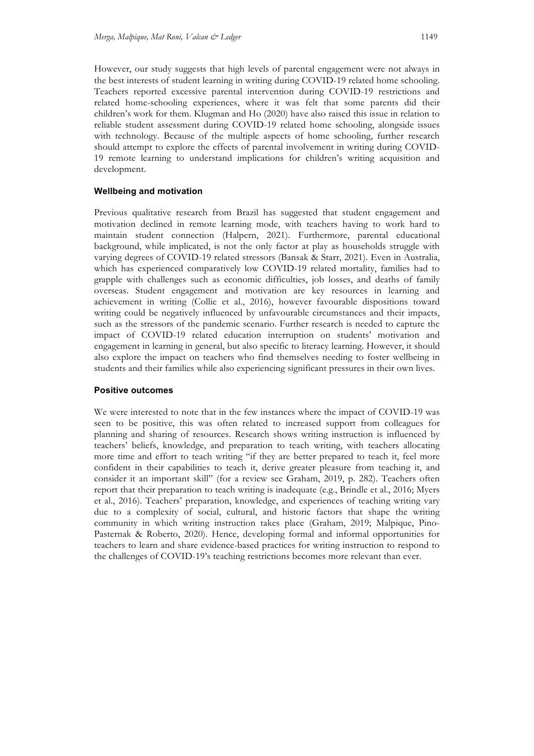However, our study suggests that high levels of parental engagement were not always in the best interests of student learning in writing during COVID-19 related home schooling. Teachers reported excessive parental intervention during COVID-19 restrictions and related home-schooling experiences, where it was felt that some parents did their children's work for them. Klugman and Ho (2020) have also raised this issue in relation to reliable student assessment during COVID-19 related home schooling, alongside issues with technology. Because of the multiple aspects of home schooling, further research should attempt to explore the effects of parental involvement in writing during COVID-19 remote learning to understand implications for children's writing acquisition and development.

### Wellbeing and motivation

Previous qualitative research from Brazil has suggested that student engagement and motivation declined in remote learning mode, with teachers having to work hard to maintain student connection (Halpern, 2021). Furthermore, parental educational background, while implicated, is not the only factor at play as households struggle with varying degrees of COVID-19 related stressors (Bansak & Starr, 2021). Even in Australia, which has experienced comparatively low COVID-19 related mortality, families had to grapple with challenges such as economic difficulties, job losses, and deaths of family overseas. Student engagement and motivation are key resources in learning and achievement in writing (Collie et al., 2016), however favourable dispositions toward writing could be negatively influenced by unfavourable circumstances and their impacts, such as the stressors of the pandemic scenario. Further research is needed to capture the impact of COVID-19 related education interruption on students' motivation and engagement in learning in general, but also specific to literacy learning. However, it should also explore the impact on teachers who find themselves needing to foster wellbeing in students and their families while also experiencing significant pressures in their own lives.

### Positive outcomes

We were interested to note that in the few instances where the impact of COVID-19 was seen to be positive, this was often related to increased support from colleagues for planning and sharing of resources. Research shows writing instruction is influenced by teachers' beliefs, knowledge, and preparation to teach writing, with teachers allocating more time and effort to teach writing "if they are better prepared to teach it, feel more confident in their capabilities to teach it, derive greater pleasure from teaching it, and consider it an important skill" (for a review see Graham, 2019, p. 282). Teachers often report that their preparation to teach writing is inadequate (e.g., Brindle et al., 2016; Myers et al., 2016). Teachers' preparation, knowledge, and experiences of teaching writing vary due to a complexity of social, cultural, and historic factors that shape the writing community in which writing instruction takes place (Graham, 2019; Malpique, Pino-Pasternak & Roberto, 2020). Hence, developing formal and informal opportunities for teachers to learn and share evidence-based practices for writing instruction to respond to the challenges of COVID-19's teaching restrictions becomes more relevant than ever.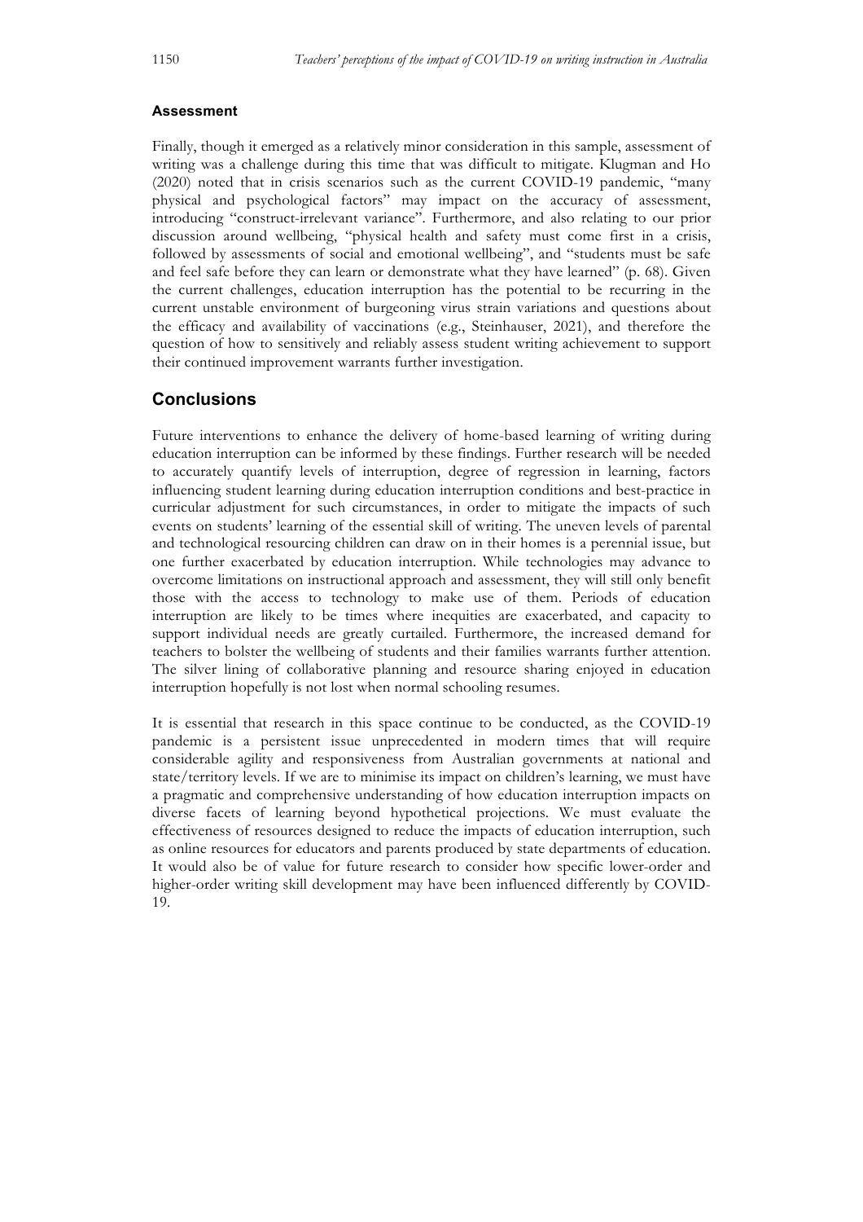### Assessment

Finally, though it emerged as a relatively minor consideration in this sample, assessment of writing was a challenge during this time that was difficult to mitigate. Klugman and Ho (2020) noted that in crisis scenarios such as the current COVID-19 pandemic, "many physical and psychological factors" may impact on the accuracy of assessment, introducing "construct-irrelevant variance". Furthermore, and also relating to our prior discussion around wellbeing, "physical health and safety must come first in a crisis, followed by assessments of social and emotional wellbeing", and "students must be safe and feel safe before they can learn or demonstrate what they have learned" (p. 68). Given the current challenges, education interruption has the potential to be recurring in the current unstable environment of burgeoning virus strain variations and questions about the efficacy and availability of vaccinations (e.g., Steinhauser, 2021), and therefore the question of how to sensitively and reliably assess student writing achievement to support their continued improvement warrants further investigation.

## Conclusions

Future interventions to enhance the delivery of home-based learning of writing during education interruption can be informed by these findings. Further research will be needed to accurately quantify levels of interruption, degree of regression in learning, factors influencing student learning during education interruption conditions and best-practice in curricular adjustment for such circumstances, in order to mitigate the impacts of such events on students' learning of the essential skill of writing. The uneven levels of parental and technological resourcing children can draw on in their homes is a perennial issue, but one further exacerbated by education interruption. While technologies may advance to overcome limitations on instructional approach and assessment, they will still only benefit those with the access to technology to make use of them. Periods of education interruption are likely to be times where inequities are exacerbated, and capacity to support individual needs are greatly curtailed. Furthermore, the increased demand for teachers to bolster the wellbeing of students and their families warrants further attention. The silver lining of collaborative planning and resource sharing enjoyed in education interruption hopefully is not lost when normal schooling resumes.

It is essential that research in this space continue to be conducted, as the COVID-19 pandemic is a persistent issue unprecedented in modern times that will require considerable agility and responsiveness from Australian governments at national and state/territory levels. If we are to minimise its impact on children's learning, we must have a pragmatic and comprehensive understanding of how education interruption impacts on diverse facets of learning beyond hypothetical projections. We must evaluate the effectiveness of resources designed to reduce the impacts of education interruption, such as online resources for educators and parents produced by state departments of education. It would also be of value for future research to consider how specific lower-order and higher-order writing skill development may have been influenced differently by COVID-19.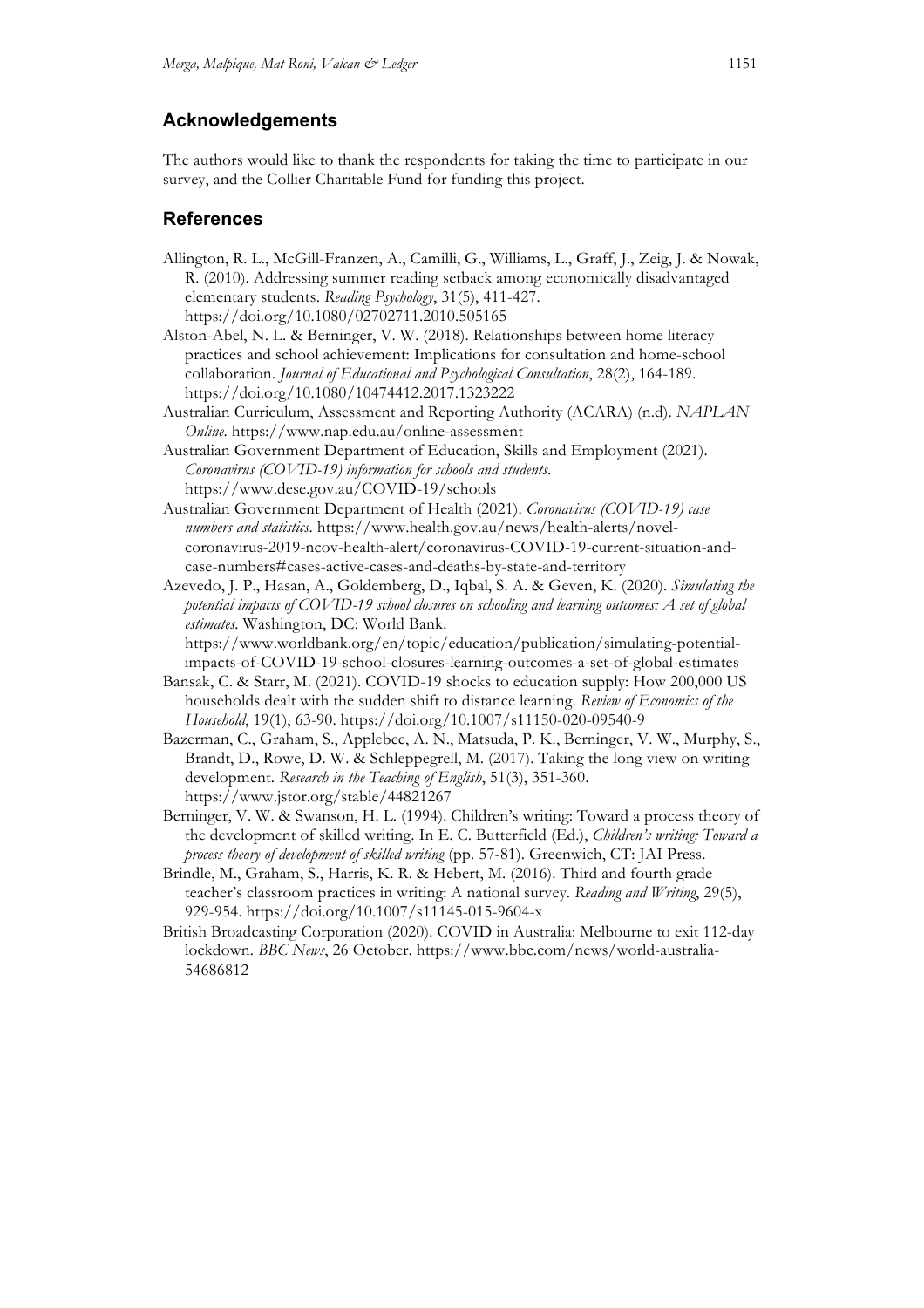## Acknowledgements

The authors would like to thank the respondents for taking the time to participate in our survey, and the Collier Charitable Fund for funding this project.

## References

Allington, R. L., McGill-Franzen, A., Camilli, G., Williams, L., Graff, J., Zeig, J. & Nowak, R. (2010). Addressing summer reading setback among economically disadvantaged elementary students. *Reading Psychology*, 31(5), 411-427. https://doi.org/10.1080/02702711.2010.505165

Alston-Abel, N. L. & Berninger, V. W. (2018). Relationships between home literacy practices and school achievement: Implications for consultation and home-school collaboration. *Journal of Educational and Psychological Consultation*, 28(2), 164-189. https://doi.org/10.1080/10474412.2017.1323222

Australian Curriculum, Assessment and Reporting Authority (ACARA) (n.d). *NAPLAN Online*. https://www.nap.edu.au/online-assessment

Australian Government Department of Education, Skills and Employment (2021). *Coronavirus (COVID-19) information for schools and students*. https://www.dese.gov.au/COVID-19/schools

Australian Government Department of Health (2021). *Coronavirus (COVID-19) case numbers and statistics*. https://www.health.gov.au/news/health-alerts/novel-coronavirus-2019-ncov-health-alert/coronavirus-COVID-19-current-situation-and-case-numbers#cases-active-cases-and-deaths-by-state-and-territory

Azevedo, J. P., Hasan, A., Goldemberg, D., Iqbal, S. A. & Geven, K. (2020). *Simulating the potential impacts of COVID-19 school closures on schooling and learning outcomes: A set of global estimates*. Washington, DC: World Bank. https://www.worldbank.org/en/topic/education/publication/simulating-potential-impacts-of-COVID-19-school-closures-learning-outcomes-a-set-of-global-estimates

Bansak, C. & Starr, M. (2021). COVID-19 shocks to education supply: How 200,000 US households dealt with the sudden shift to distance learning. *Review of Economics of the Household*, 19(1), 63-90. https://doi.org/10.1007/s11150-020-09540-9

Bazerman, C., Graham, S., Applebee, A. N., Matsuda, P. K., Berninger, V. W., Murphy, S., Brandt, D., Rowe, D. W. & Schleppegrell, M. (2017). Taking the long view on writing development. *Research in the Teaching of English*, 51(3), 351-360. https://www.jstor.org/stable/44821267

Berninger, V. W. & Swanson, H. L. (1994). Children's writing: Toward a process theory of the development of skilled writing. In E. C. Butterfield (Ed.), *Children's writing: Toward a process theory of development of skilled writing* (pp. 57-81). Greenwich, CT: JAI Press.

Brindle, M., Graham, S., Harris, K. R. & Hebert, M. (2016). Third and fourth grade teacher's classroom practices in writing: A national survey. *Reading and Writing*, 29(5), 929-954. https://doi.org/10.1007/s11145-015-9604-x

British Broadcasting Corporation (2020). COVID in Australia: Melbourne to exit 112-day lockdown. *BBC News*, 26 October. https://www.bbc.com/news/world-australia-54686812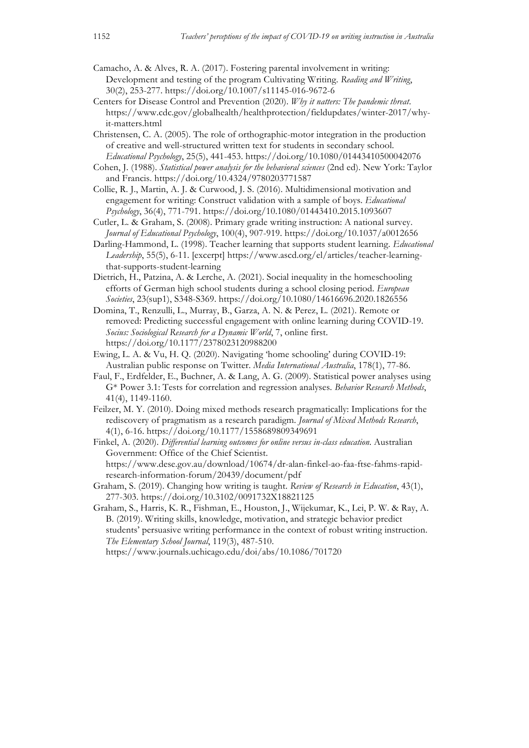Camacho, A. & Alves, R. A. (2017). Fostering parental involvement in writing: Development and testing of the program Cultivating Writing. *Reading and Writing*, 30(2), 253-277. https://doi.org/10.1007/s11145-016-9672-6

Centers for Disease Control and Prevention (2020). *Why it natters: The pandemic threat*. https://www.cdc.gov/globalhealth/healthprotection/fieldupdates/winter-2017/why-it-matters.html

Christensen, C. A. (2005). The role of orthographic-motor integration in the production of creative and well-structured written text for students in secondary school. *Educational Psychology*, 25(5), 441-453. https://doi.org/10.1080/01443410500042076

Cohen, J. (1988). *Statistical power analysis for the behavioral sciences* (2nd ed). New York: Taylor and Francis. https://doi.org/10.4324/9780203771587

Collie, R. J., Martin, A. J. & Curwood, J. S. (2016). Multidimensional motivation and engagement for writing: Construct validation with a sample of boys. *Educational Psychology*, 36(4), 771-791. https://doi.org/10.1080/01443410.2015.1093607

Cutler, L. & Graham, S. (2008). Primary grade writing instruction: A national survey. *Journal of Educational Psychology*, 100(4), 907-919. https://doi.org/10.1037/a0012656

Darling-Hammond, L. (1998). Teacher learning that supports student learning. *Educational Leadership*, 55(5), 6-11. [excerpt] https://www.ascd.org/el/articles/teacher-learning-that-supports-student-learning

Dietrich, H., Patzina, A. & Lerche, A. (2021). Social inequality in the homeschooling efforts of German high school students during a school closing period. *European Societies*, 23(sup1), S348-S369. https://doi.org/10.1080/14616696.2020.1826556

Domina, T., Renzulli, L., Murray, B., Garza, A. N. & Perez, L. (2021). Remote or removed: Predicting successful engagement with online learning during COVID-19. *Socius: Sociological Research for a Dynamic World*, 7, online first. https://doi.org/10.1177/2378023120988200

Ewing, L. A. & Vu, H. Q. (2020). Navigating 'home schooling' during COVID-19: Australian public response on Twitter. *Media International Australia*, 178(1), 77-86.

Faul, F., Erdfelder, E., Buchner, A. & Lang, A. G. (2009). Statistical power analyses using G* Power 3.1: Tests for correlation and regression analyses. *Behavior Research Methods*, 41(4), 1149-1160.

Feilzer, M. Y. (2010). Doing mixed methods research pragmatically: Implications for the rediscovery of pragmatism as a research paradigm. *Journal of Mixed Methods Research*, 4(1), 6-16. https://doi.org/10.1177/1558689809349691

Finkel, A. (2020). *Differential learning outcomes for online versus in-class education*. Australian Government: Office of the Chief Scientist. https://www.dese.gov.au/download/10674/dr-alan-finkel-ao-faa-ftse-fahms-rapid-research-information-forum/20439/document/pdf

Graham, S. (2019). Changing how writing is taught. *Review of Research in Education*, 43(1), 277-303. https://doi.org/10.3102/0091732X18821125

Graham, S., Harris, K. R., Fishman, E., Houston, J., Wijekumar, K., Lei, P. W. & Ray, A. B. (2019). Writing skills, knowledge, motivation, and strategic behavior predict students' persuasive writing performance in the context of robust writing instruction. *The Elementary School Journal*, 119(3), 487-510. https://www.journals.uchicago.edu/doi/abs/10.1086/701720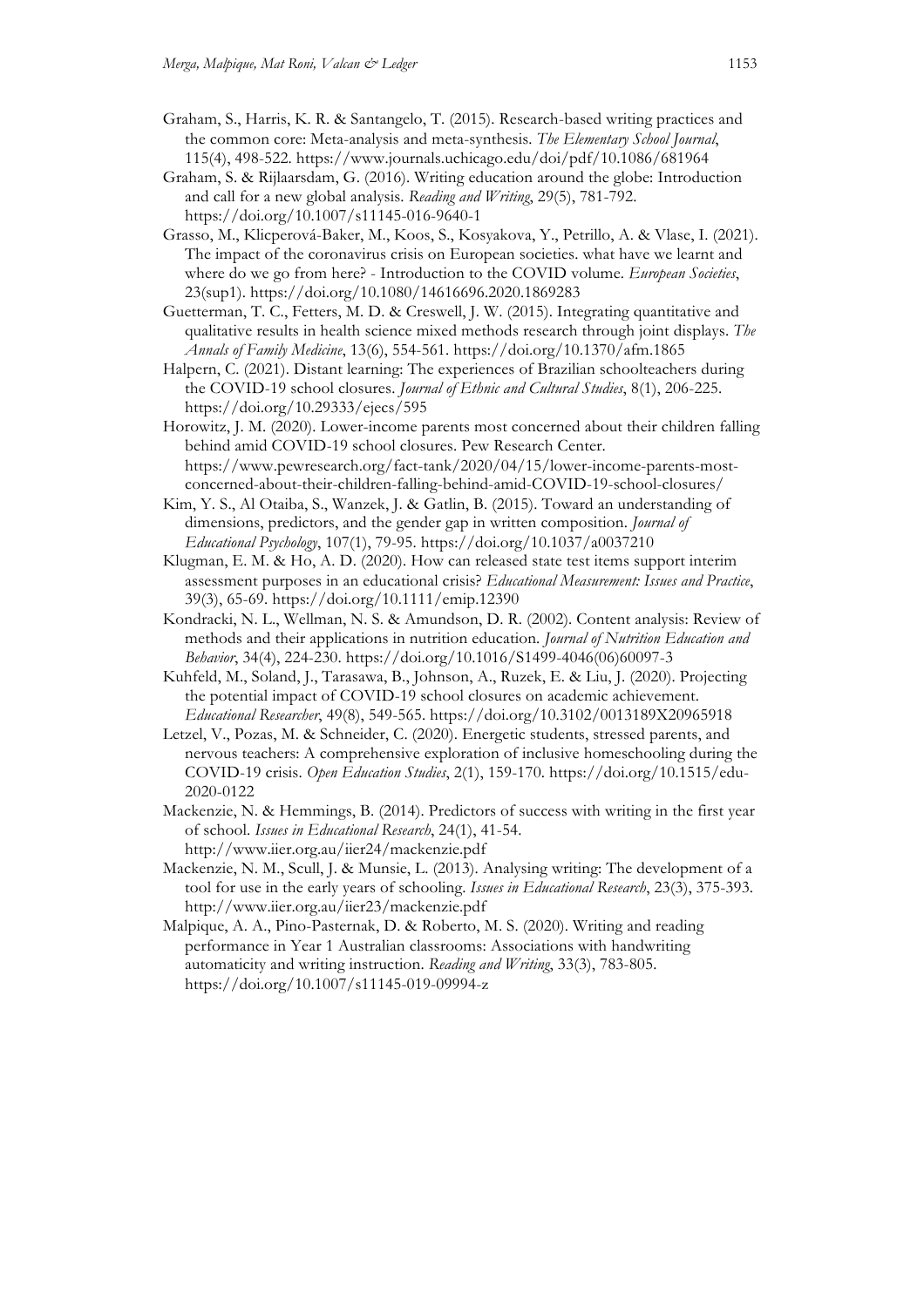Graham, S., Harris, K. R. & Santangelo, T. (2015). Research-based writing practices and the common core: Meta-analysis and meta-synthesis. *The Elementary School Journal*, 115(4), 498-522. https://www.journals.uchicago.edu/doi/pdf/10.1086/681964

Graham, S. & Rijlaarsdam, G. (2016). Writing education around the globe: Introduction and call for a new global analysis. *Reading and Writing*, 29(5), 781-792. https://doi.org/10.1007/s11145-016-9640-1

Grasso, M., Klicperová-Baker, M., Koos, S., Kosyakova, Y., Petrillo, A. & Vlase, I. (2021). The impact of the coronavirus crisis on European societies. what have we learnt and where do we go from here? - Introduction to the COVID volume. *European Societies*, 23(sup1). https://doi.org/10.1080/14616696.2020.1869283

Guetterman, T. C., Fetters, M. D. & Creswell, J. W. (2015). Integrating quantitative and qualitative results in health science mixed methods research through joint displays. *The Annals of Family Medicine*, 13(6), 554-561. https://doi.org/10.1370/afm.1865

Halpern, C. (2021). Distant learning: The experiences of Brazilian schoolteachers during the COVID-19 school closures. *Journal of Ethnic and Cultural Studies*, 8(1), 206-225. https://doi.org/10.29333/ejecs/595

Horowitz, J. M. (2020). Lower-income parents most concerned about their children falling behind amid COVID-19 school closures. Pew Research Center. https://www.pewresearch.org/fact-tank/2020/04/15/lower-income-parents-most-concerned-about-their-children-falling-behind-amid-COVID-19-school-closures/

Kim, Y. S., Al Otaiba, S., Wanzek, J. & Gatlin, B. (2015). Toward an understanding of dimensions, predictors, and the gender gap in written composition. *Journal of Educational Psychology*, 107(1), 79-95. https://doi.org/10.1037/a0037210

Klugman, E. M. & Ho, A. D. (2020). How can released state test items support interim assessment purposes in an educational crisis? *Educational Measurement: Issues and Practice*, 39(3), 65-69. https://doi.org/10.1111/emip.12390

Kondracki, N. L., Wellman, N. S. & Amundson, D. R. (2002). Content analysis: Review of methods and their applications in nutrition education. *Journal of Nutrition Education and Behavior*, 34(4), 224-230. https://doi.org/10.1016/S1499-4046(06)60097-3

Kuhfeld, M., Soland, J., Tarasawa, B., Johnson, A., Ruzek, E. & Liu, J. (2020). Projecting the potential impact of COVID-19 school closures on academic achievement. *Educational Researcher*, 49(8), 549-565. https://doi.org/10.3102/0013189X20965918

Letzel, V., Pozas, M. & Schneider, C. (2020). Energetic students, stressed parents, and nervous teachers: A comprehensive exploration of inclusive homeschooling during the COVID-19 crisis. *Open Education Studies*, 2(1), 159-170. https://doi.org/10.1515/edu-2020-0122

Mackenzie, N. & Hemmings, B. (2014). Predictors of success with writing in the first year of school. *Issues in Educational Research*, 24(1), 41-54. http://www.iier.org.au/iier24/mackenzie.pdf

Mackenzie, N. M., Scull, J. & Munsie, L. (2013). Analysing writing: The development of a tool for use in the early years of schooling. *Issues in Educational Research*, 23(3), 375-393. http://www.iier.org.au/iier23/mackenzie.pdf

Malpique, A. A., Pino-Pasternak, D. & Roberto, M. S. (2020). Writing and reading performance in Year 1 Australian classrooms: Associations with handwriting automaticity and writing instruction. *Reading and Writing*, 33(3), 783-805. https://doi.org/10.1007/s11145-019-09994-z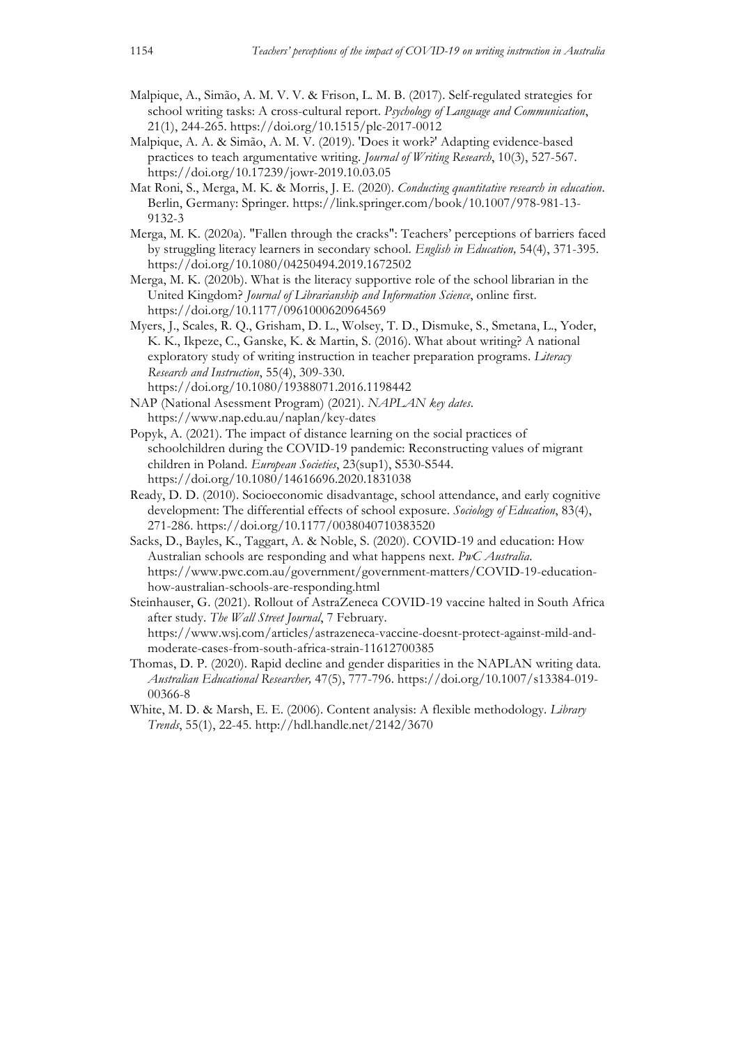Malpique, A., Simão, A. M. V. V. & Frison, L. M. B. (2017). Self-regulated strategies for school writing tasks: A cross-cultural report. *Psychology of Language and Communication*, 21(1), 244-265. https://doi.org/10.1515/plc-2017-0012

Malpique, A. A. & Simão, A. M. V. (2019). 'Does it work?' Adapting evidence-based practices to teach argumentative writing. *Journal of Writing Research*, 10(3), 527-567. https://doi.org/10.17239/jowr-2019.10.03.05

Mat Roni, S., Merga, M. K. & Morris, J. E. (2020). *Conducting quantitative research in education*. Berlin, Germany: Springer. https://link.springer.com/book/10.1007/978-981-13-9132-3

Merga, M. K. (2020a). "Fallen through the cracks": Teachers' perceptions of barriers faced by struggling literacy learners in secondary school. *English in Education,* 54(4), 371-395. https://doi.org/10.1080/04250494.2019.1672502

Merga, M. K. (2020b). What is the literacy supportive role of the school librarian in the United Kingdom? *Journal of Librarianship and Information Science*, online first. https://doi.org/10.1177/0961000620964569

Myers, J., Scales, R. Q., Grisham, D. L., Wolsey, T. D., Dismuke, S., Smetana, L., Yoder, K. K., Ikpeze, C., Ganske, K. & Martin, S. (2016). What about writing? A national exploratory study of writing instruction in teacher preparation programs. *Literacy Research and Instruction*, 55(4), 309-330. https://doi.org/10.1080/19388071.2016.1198442

NAP (National Asessment Program) (2021). *NAPLAN key dates*. https://www.nap.edu.au/naplan/key-dates

Popyk, A. (2021). The impact of distance learning on the social practices of schoolchildren during the COVID-19 pandemic: Reconstructing values of migrant children in Poland. *European Societies*, 23(sup1), S530-S544. https://doi.org/10.1080/14616696.2020.1831038

Ready, D. D. (2010). Socioeconomic disadvantage, school attendance, and early cognitive development: The differential effects of school exposure. *Sociology of Education*, 83(4), 271-286. https://doi.org/10.1177/0038040710383520

Sacks, D., Bayles, K., Taggart, A. & Noble, S. (2020). COVID-19 and education: How Australian schools are responding and what happens next. *PwC Australia*. https://www.pwc.com.au/government/government-matters/COVID-19-education-how-australian-schools-are-responding.html

Steinhauser, G. (2021). Rollout of AstraZeneca COVID-19 vaccine halted in South Africa after study. *The Wall Street Journal*, 7 February. https://www.wsj.com/articles/astrazeneca-vaccine-doesnt-protect-against-mild-and-moderate-cases-from-south-africa-strain-11612700385

Thomas, D. P. (2020). Rapid decline and gender disparities in the NAPLAN writing data. *Australian Educational Researcher,* 47(5), 777-796. https://doi.org/10.1007/s13384-019-00366-8

White, M. D. & Marsh, E. E. (2006). Content analysis: A flexible methodology. *Library Trends*, 55(1), 22-45. http://hdl.handle.net/2142/3670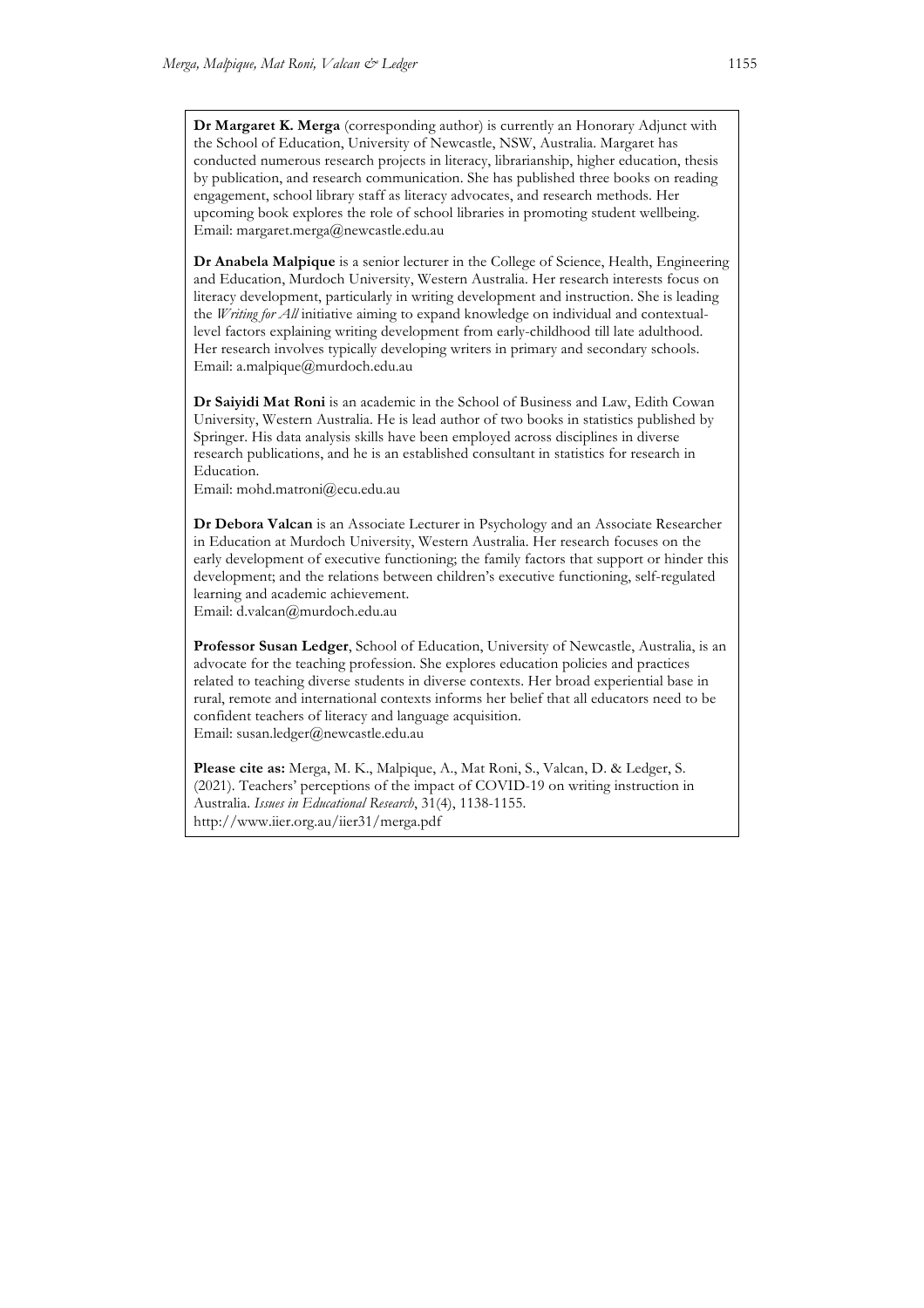**Dr Margaret K. Merga** (corresponding author) is currently an Honorary Adjunct with the School of Education, University of Newcastle, NSW, Australia. Margaret has conducted numerous research projects in literacy, librarianship, higher education, thesis by publication, and research communication. She has published three books on reading engagement, school library staff as literacy advocates, and research methods. Her upcoming book explores the role of school libraries in promoting student wellbeing.
Email: margaret.merga@newcastle.edu.au

**Dr Anabela Malpique** is a senior lecturer in the College of Science, Health, Engineering and Education, Murdoch University, Western Australia. Her research interests focus on literacy development, particularly in writing development and instruction. She is leading the *Writing for All* initiative aiming to expand knowledge on individual and contextual-level factors explaining writing development from early-childhood till late adulthood. Her research involves typically developing writers in primary and secondary schools.
Email: a.malpique@murdoch.edu.au

**Dr Saiyidi Mat Roni** is an academic in the School of Business and Law, Edith Cowan University, Western Australia. He is lead author of two books in statistics published by Springer. His data analysis skills have been employed across disciplines in diverse research publications, and he is an established consultant in statistics for research in Education.
Email: mohd.matroni@ecu.edu.au

**Dr Debora Valcan** is an Associate Lecturer in Psychology and an Associate Researcher in Education at Murdoch University, Western Australia. Her research focuses on the early development of executive functioning; the family factors that support or hinder this development; and the relations between children's executive functioning, self-regulated learning and academic achievement.
Email: d.valcan@murdoch.edu.au

**Professor Susan Ledger**, School of Education, University of Newcastle, Australia, is an advocate for the teaching profession. She explores education policies and practices related to teaching diverse students in diverse contexts. Her broad experiential base in rural, remote and international contexts informs her belief that all educators need to be confident teachers of literacy and language acquisition.
Email: susan.ledger@newcastle.edu.au

**Please cite as:** Merga, M. K., Malpique, A., Mat Roni, S., Valcan, D. & Ledger, S. (2021). Teachers' perceptions of the impact of COVID-19 on writing instruction in Australia. *Issues in Educational Research*, 31(4), 1138-1155. http://www.iier.org.au/iier31/merga.pdf